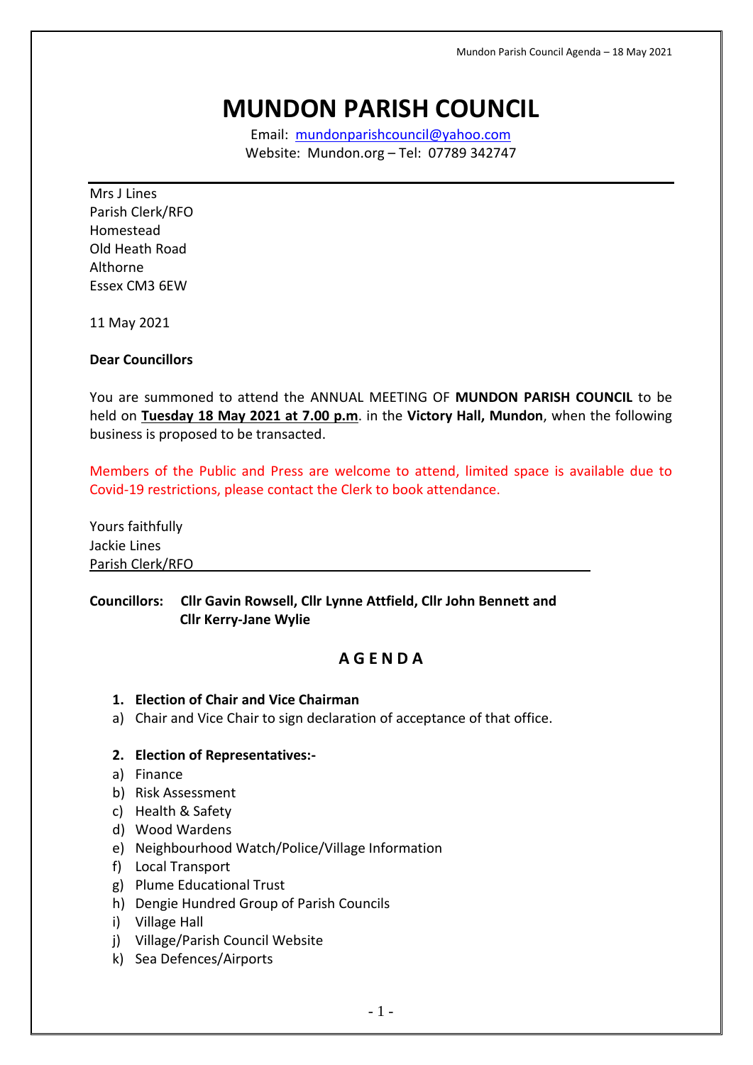# MUNDON PARISH COUNCIL

Email: mundonparishcouncil@yahoo.com
Website: Mundon.org – Tel: 07789 342747

---

Mrs J Lines
Parish Clerk/RFO
Homestead
Old Heath Road
Althorne
Essex CM3 6EW

11 May 2021

**Dear Councillors**

You are summoned to attend the ANNUAL MEETING OF **MUNDON PARISH COUNCIL** to be held on **Tuesday 18 May 2021 at 7.00 p.m**. in the **Victory Hall, Mundon**, when the following business is proposed to be transacted.

Members of the Public and Press are welcome to attend, limited space is available due to Covid-19 restrictions, please contact the Clerk to book attendance.

Yours faithfully
Jackie Lines
Parish Clerk/RFO

**Councillors: Cllr Gavin Rowsell, Cllr Lynne Attfield, Cllr John Bennett and Cllr Kerry-Jane Wylie**

## A G E N D A

1. **Election of Chair and Vice Chairman**
   a) Chair and Vice Chair to sign declaration of acceptance of that office.

2. **Election of Representatives:-**
   a) Finance
   b) Risk Assessment
   c) Health & Safety
   d) Wood Wardens
   e) Neighbourhood Watch/Police/Village Information
   f) Local Transport
   g) Plume Educational Trust
   h) Dengie Hundred Group of Parish Councils
   i) Village Hall
   j) Village/Parish Council Website
   k) Sea Defences/Airports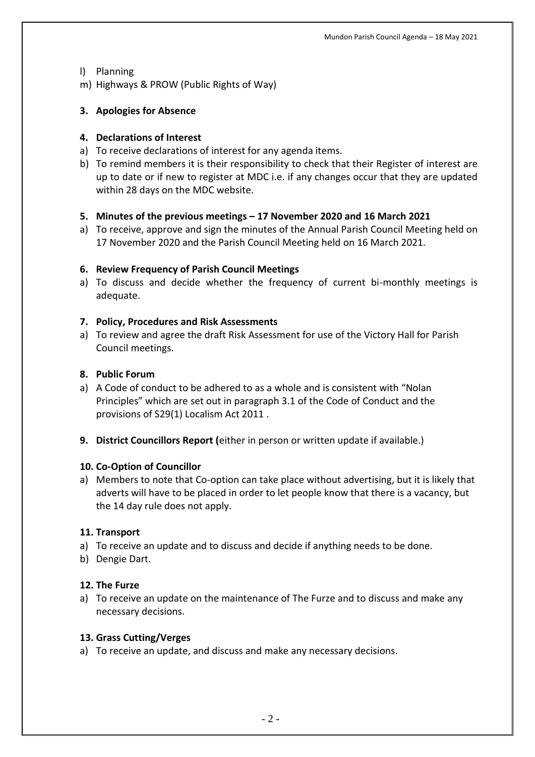l) Planning
m) Highways & PROW (Public Rights of Way)

**3. Apologies for Absence**

**4. Declarations of Interest**

a) To receive declarations of interest for any agenda items.
b) To remind members it is their responsibility to check that their Register of interest are up to date or if new to register at MDC i.e. if any changes occur that they are updated within 28 days on the MDC website.

**5. Minutes of the previous meetings – 17 November 2020 and 16 March 2021**

a) To receive, approve and sign the minutes of the Annual Parish Council Meeting held on 17 November 2020 and the Parish Council Meeting held on 16 March 2021.

**6. Review Frequency of Parish Council Meetings**

a) To discuss and decide whether the frequency of current bi-monthly meetings is adequate.

**7. Policy, Procedures and Risk Assessments**

a) To review and agree the draft Risk Assessment for use of the Victory Hall for Parish Council meetings.

**8. Public Forum**

a) A Code of conduct to be adhered to as a whole and is consistent with "Nolan Principles" which are set out in paragraph 3.1 of the Code of Conduct and the provisions of S29(1) Localism Act 2011 .

**9. District Councillors Report (**either in person or written update if available.)

**10. Co-Option of Councillor**

a) Members to note that Co-option can take place without advertising, but it is likely that adverts will have to be placed in order to let people know that there is a vacancy, but the 14 day rule does not apply.

**11. Transport**

a) To receive an update and to discuss and decide if anything needs to be done.
b) Dengie Dart.

**12. The Furze**

a) To receive an update on the maintenance of The Furze and to discuss and make any necessary decisions.

**13. Grass Cutting/Verges**

a) To receive an update, and discuss and make any necessary decisions.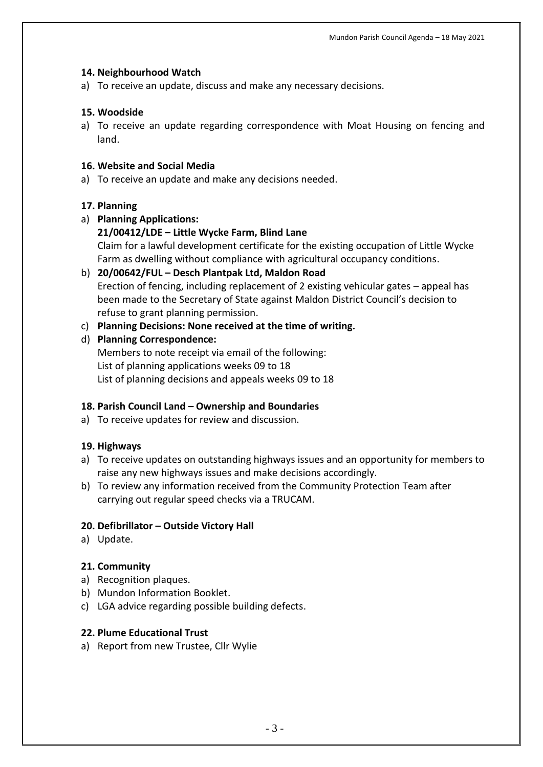**14. Neighbourhood Watch**

a) To receive an update, discuss and make any necessary decisions.

**15. Woodside**

a) To receive an update regarding correspondence with Moat Housing on fencing and land.

**16. Website and Social Media**

a) To receive an update and make any decisions needed.

**17. Planning**

a) **Planning Applications:**
   **21/00412/LDE – Little Wycke Farm, Blind Lane**
   Claim for a lawful development certificate for the existing occupation of Little Wycke Farm as dwelling without compliance with agricultural occupancy conditions.
b) **20/00642/FUL – Desch Plantpak Ltd, Maldon Road**
   Erection of fencing, including replacement of 2 existing vehicular gates – appeal has been made to the Secretary of State against Maldon District Council's decision to refuse to grant planning permission.
c) **Planning Decisions: None received at the time of writing.**
d) **Planning Correspondence:**
   Members to note receipt via email of the following:
   List of planning applications weeks 09 to 18
   List of planning decisions and appeals weeks 09 to 18

**18. Parish Council Land – Ownership and Boundaries**

a) To receive updates for review and discussion.

**19. Highways**

a) To receive updates on outstanding highways issues and an opportunity for members to raise any new highways issues and make decisions accordingly.
b) To review any information received from the Community Protection Team after carrying out regular speed checks via a TRUCAM.

**20. Defibrillator – Outside Victory Hall**

a) Update.

**21. Community**

a) Recognition plaques.
b) Mundon Information Booklet.
c) LGA advice regarding possible building defects.

**22. Plume Educational Trust**

a) Report from new Trustee, Cllr Wylie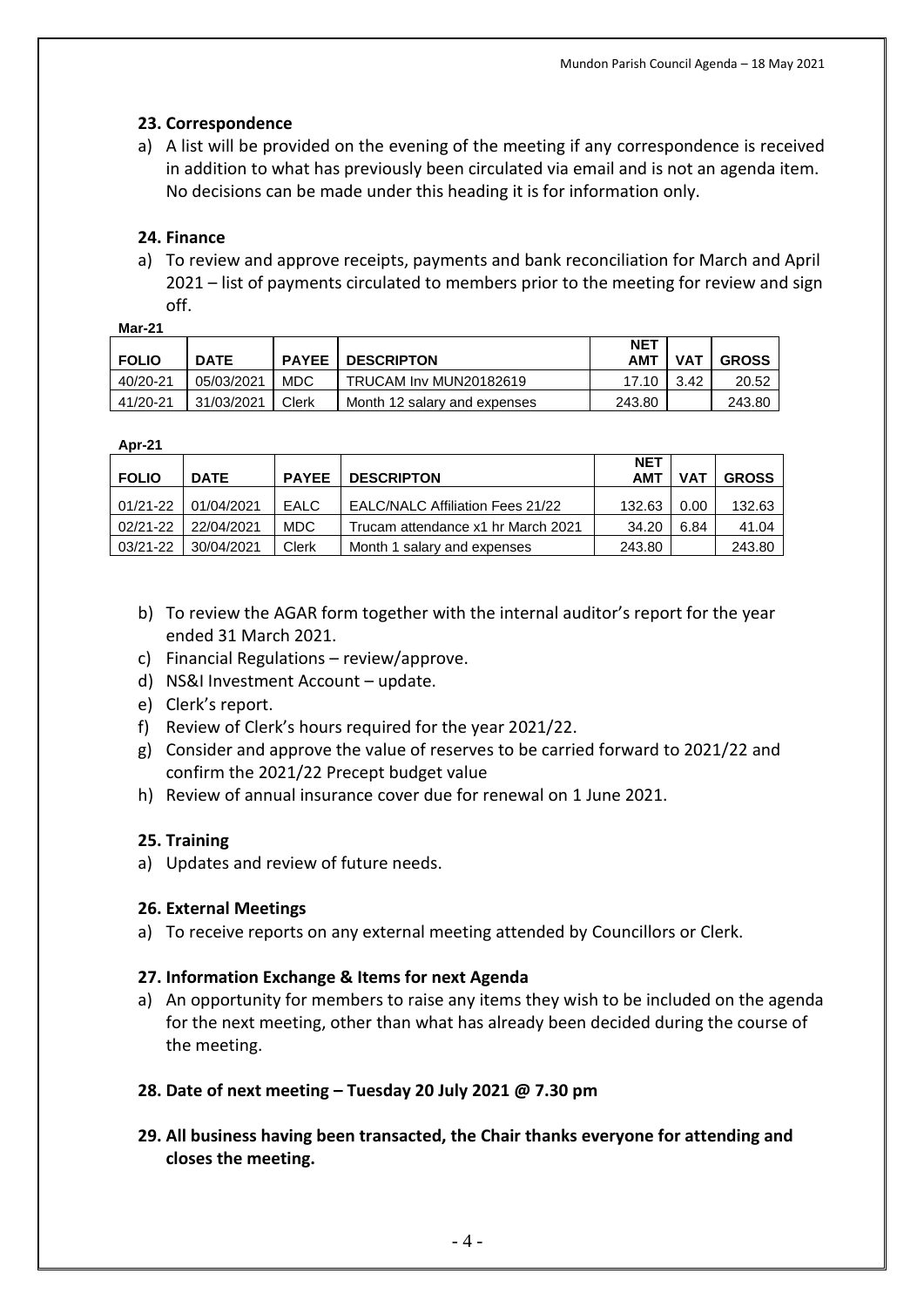### 23. Correspondence

a) A list will be provided on the evening of the meeting if any correspondence is received in addition to what has previously been circulated via email and is not an agenda item. No decisions can be made under this heading it is for information only.

### 24. Finance

a) To review and approve receipts, payments and bank reconciliation for March and April 2021 – list of payments circulated to members prior to the meeting for review and sign off.

**Mar-21**

| FOLIO | DATE | PAYEE | DESCRIPTON | NET AMT | VAT | GROSS |
|---|---|---|---|---|---|---|
| 40/20-21 | 05/03/2021 | MDC | TRUCAM Inv MUN20182619 | 17.10 | 3.42 | 20.52 |
| 41/20-21 | 31/03/2021 | Clerk | Month 12 salary and expenses | 243.80 | | 243.80 |

**Apr-21**

| FOLIO | DATE | PAYEE | DESCRIPTON | NET AMT | VAT | GROSS |
|---|---|---|---|---|---|---|
| 01/21-22 | 01/04/2021 | EALC | EALC/NALC Affiliation Fees 21/22 | 132.63 | 0.00 | 132.63 |
| 02/21-22 | 22/04/2021 | MDC | Trucam attendance x1 hr March 2021 | 34.20 | 6.84 | 41.04 |
| 03/21-22 | 30/04/2021 | Clerk | Month 1 salary and expenses | 243.80 | | 243.80 |

b) To review the AGAR form together with the internal auditor's report for the year ended 31 March 2021.

c) Financial Regulations – review/approve.

d) NS&I Investment Account – update.

e) Clerk's report.

f) Review of Clerk's hours required for the year 2021/22.

g) Consider and approve the value of reserves to be carried forward to 2021/22 and confirm the 2021/22 Precept budget value

h) Review of annual insurance cover due for renewal on 1 June 2021.

### 25. Training

a) Updates and review of future needs.

### 26. External Meetings

a) To receive reports on any external meeting attended by Councillors or Clerk.

### 27. Information Exchange & Items for next Agenda

a) An opportunity for members to raise any items they wish to be included on the agenda for the next meeting, other than what has already been decided during the course of the meeting.

### 28. Date of next meeting – Tuesday 20 July 2021 @ 7.30 pm

### 29. All business having been transacted, the Chair thanks everyone for attending and closes the meeting.